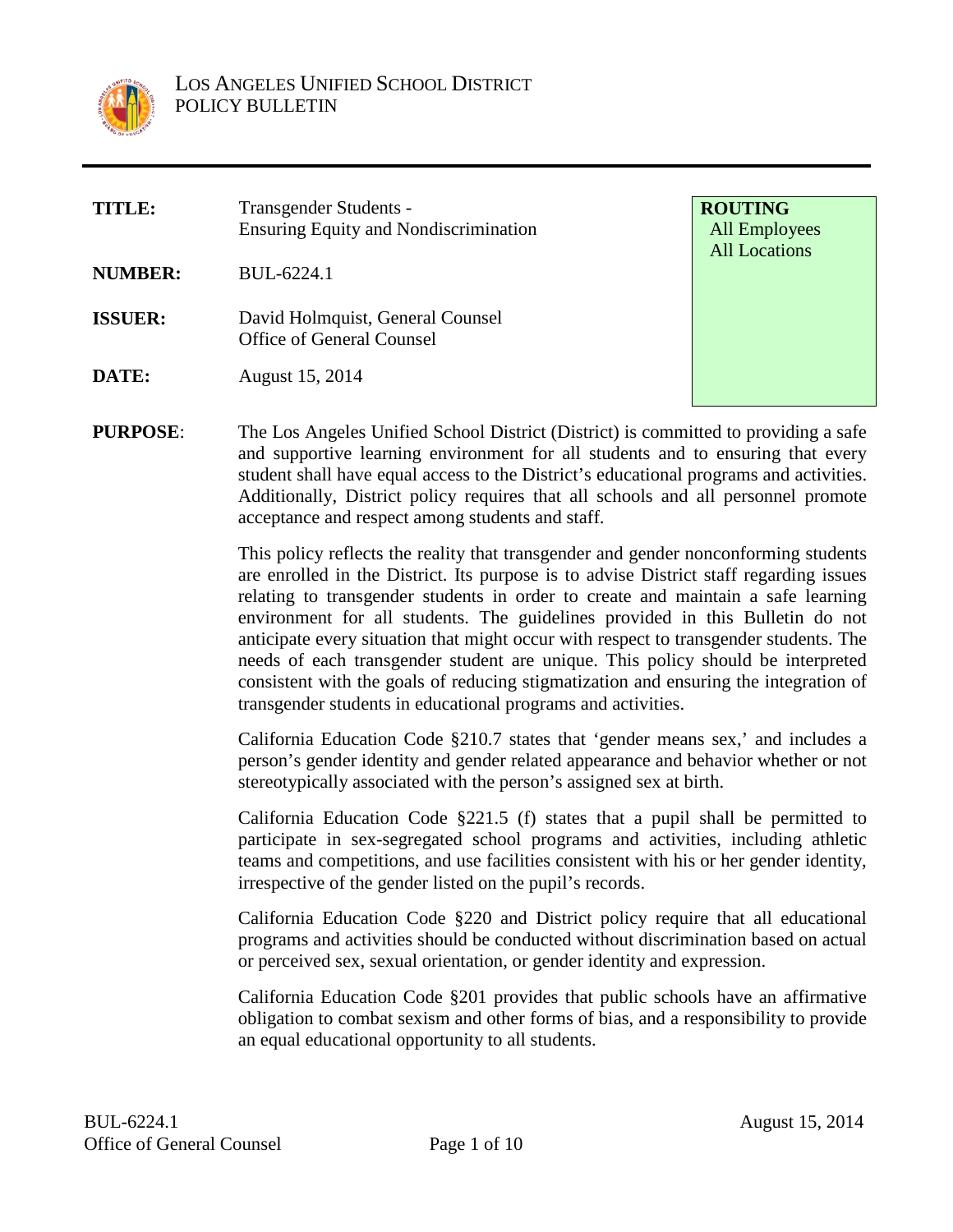LOS ANGELES UNIFIED SCHOOL DISTRICT
POLICY BULLETIN

| | | |
|---|---|---|
| **TITLE:** | Transgender Students - Ensuring Equity and Nondiscrimination | **ROUTING** All Employees All Locations |
| **NUMBER:** | BUL-6224.1 | |
| **ISSUER:** | David Holmquist, General Counsel Office of General Counsel | |
| **DATE:** | August 15, 2014 | |

**PURPOSE**: The Los Angeles Unified School District (District) is committed to providing a safe and supportive learning environment for all students and to ensuring that every student shall have equal access to the District's educational programs and activities. Additionally, District policy requires that all schools and all personnel promote acceptance and respect among students and staff.

This policy reflects the reality that transgender and gender nonconforming students are enrolled in the District. Its purpose is to advise District staff regarding issues relating to transgender students in order to create and maintain a safe learning environment for all students. The guidelines provided in this Bulletin do not anticipate every situation that might occur with respect to transgender students. The needs of each transgender student are unique. This policy should be interpreted consistent with the goals of reducing stigmatization and ensuring the integration of transgender students in educational programs and activities.

California Education Code §210.7 states that 'gender means sex,' and includes a person's gender identity and gender related appearance and behavior whether or not stereotypically associated with the person's assigned sex at birth.

California Education Code §221.5 (f) states that a pupil shall be permitted to participate in sex-segregated school programs and activities, including athletic teams and competitions, and use facilities consistent with his or her gender identity, irrespective of the gender listed on the pupil's records.

California Education Code §220 and District policy require that all educational programs and activities should be conducted without discrimination based on actual or perceived sex, sexual orientation, or gender identity and expression.

California Education Code §201 provides that public schools have an affirmative obligation to combat sexism and other forms of bias, and a responsibility to provide an equal educational opportunity to all students.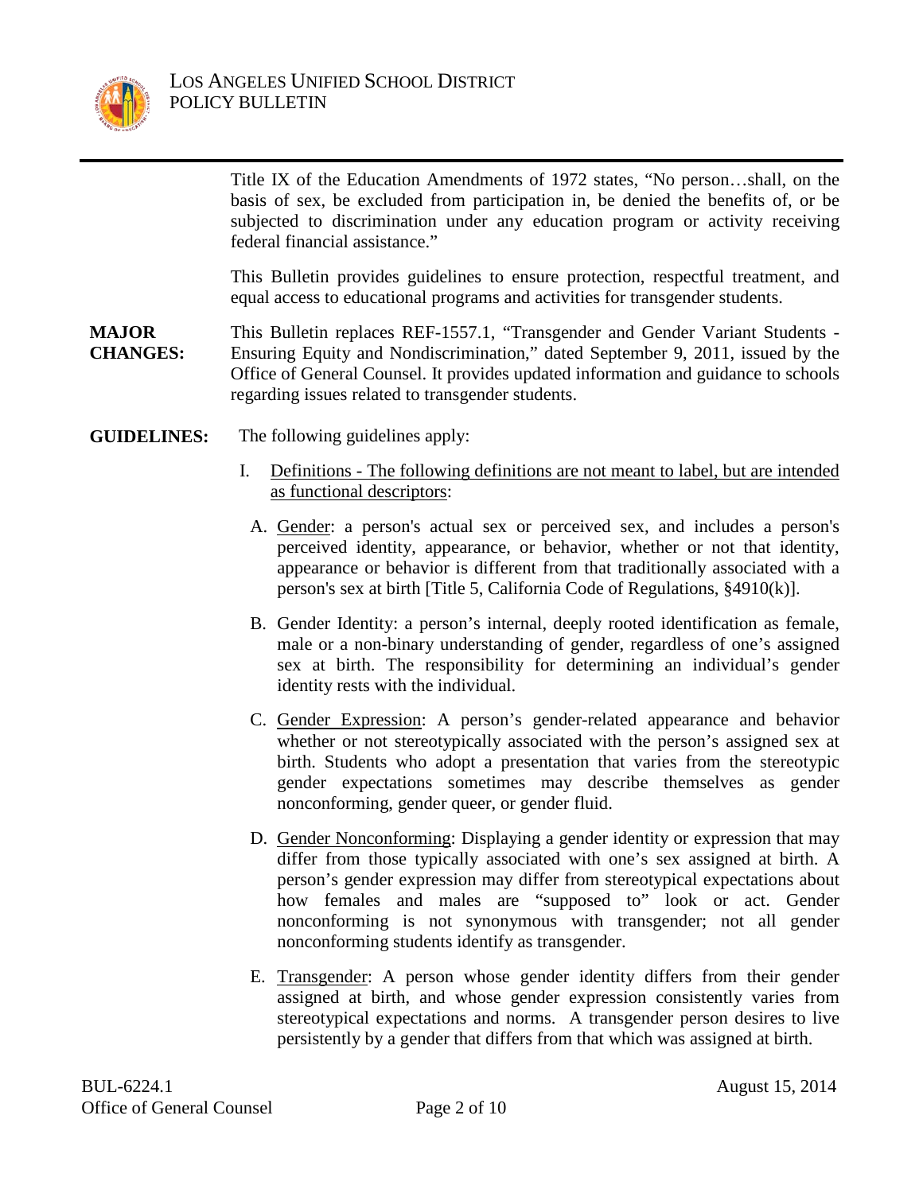Title IX of the Education Amendments of 1972 states, "No person…shall, on the basis of sex, be excluded from participation in, be denied the benefits of, or be subjected to discrimination under any education program or activity receiving federal financial assistance."

This Bulletin provides guidelines to ensure protection, respectful treatment, and equal access to educational programs and activities for transgender students.

**MAJOR CHANGES:** This Bulletin replaces REF-1557.1, "Transgender and Gender Variant Students - Ensuring Equity and Nondiscrimination," dated September 9, 2011, issued by the Office of General Counsel. It provides updated information and guidance to schools regarding issues related to transgender students.

**GUIDELINES:** The following guidelines apply:

I. Definitions - The following definitions are not meant to label, but are intended as functional descriptors:

   A. Gender: a person's actual sex or perceived sex, and includes a person's perceived identity, appearance, or behavior, whether or not that identity, appearance or behavior is different from that traditionally associated with a person's sex at birth [Title 5, California Code of Regulations, §4910(k)].

   B. Gender Identity: a person's internal, deeply rooted identification as female, male or a non-binary understanding of gender, regardless of one's assigned sex at birth. The responsibility for determining an individual's gender identity rests with the individual.

   C. Gender Expression: A person's gender-related appearance and behavior whether or not stereotypically associated with the person's assigned sex at birth. Students who adopt a presentation that varies from the stereotypic gender expectations sometimes may describe themselves as gender nonconforming, gender queer, or gender fluid.

   D. Gender Nonconforming: Displaying a gender identity or expression that may differ from those typically associated with one's sex assigned at birth. A person's gender expression may differ from stereotypical expectations about how females and males are "supposed to" look or act. Gender nonconforming is not synonymous with transgender; not all gender nonconforming students identify as transgender.

   E. Transgender: A person whose gender identity differs from their gender assigned at birth, and whose gender expression consistently varies from stereotypical expectations and norms. A transgender person desires to live persistently by a gender that differs from that which was assigned at birth.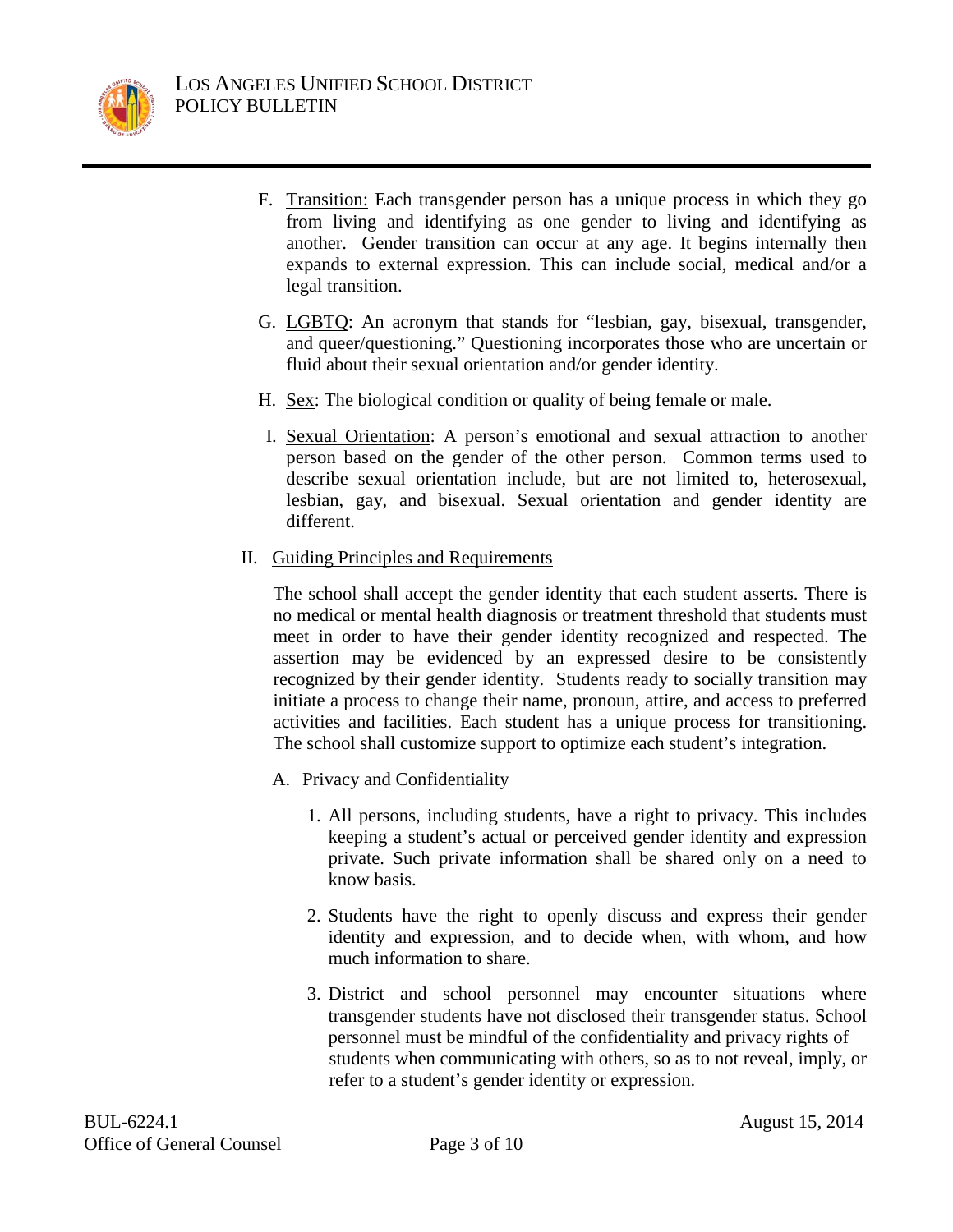F. <u>Transition:</u> Each transgender person has a unique process in which they go from living and identifying as one gender to living and identifying as another. Gender transition can occur at any age. It begins internally then expands to external expression. This can include social, medical and/or a legal transition.

G. <u>LGBTQ</u>: An acronym that stands for "lesbian, gay, bisexual, transgender, and queer/questioning." Questioning incorporates those who are uncertain or fluid about their sexual orientation and/or gender identity.

H. <u>Sex</u>: The biological condition or quality of being female or male.

I. <u>Sexual Orientation</u>: A person's emotional and sexual attraction to another person based on the gender of the other person. Common terms used to describe sexual orientation include, but are not limited to, heterosexual, lesbian, gay, and bisexual. Sexual orientation and gender identity are different.

## II. <u>Guiding Principles and Requirements</u>

The school shall accept the gender identity that each student asserts. There is no medical or mental health diagnosis or treatment threshold that students must meet in order to have their gender identity recognized and respected. The assertion may be evidenced by an expressed desire to be consistently recognized by their gender identity. Students ready to socially transition may initiate a process to change their name, pronoun, attire, and access to preferred activities and facilities. Each student has a unique process for transitioning. The school shall customize support to optimize each student's integration.

### A. <u>Privacy and Confidentiality</u>

1. All persons, including students, have a right to privacy. This includes keeping a student's actual or perceived gender identity and expression private. Such private information shall be shared only on a need to know basis.

2. Students have the right to openly discuss and express their gender identity and expression, and to decide when, with whom, and how much information to share.

3. District and school personnel may encounter situations where transgender students have not disclosed their transgender status. School personnel must be mindful of the confidentiality and privacy rights of students when communicating with others, so as to not reveal, imply, or refer to a student's gender identity or expression.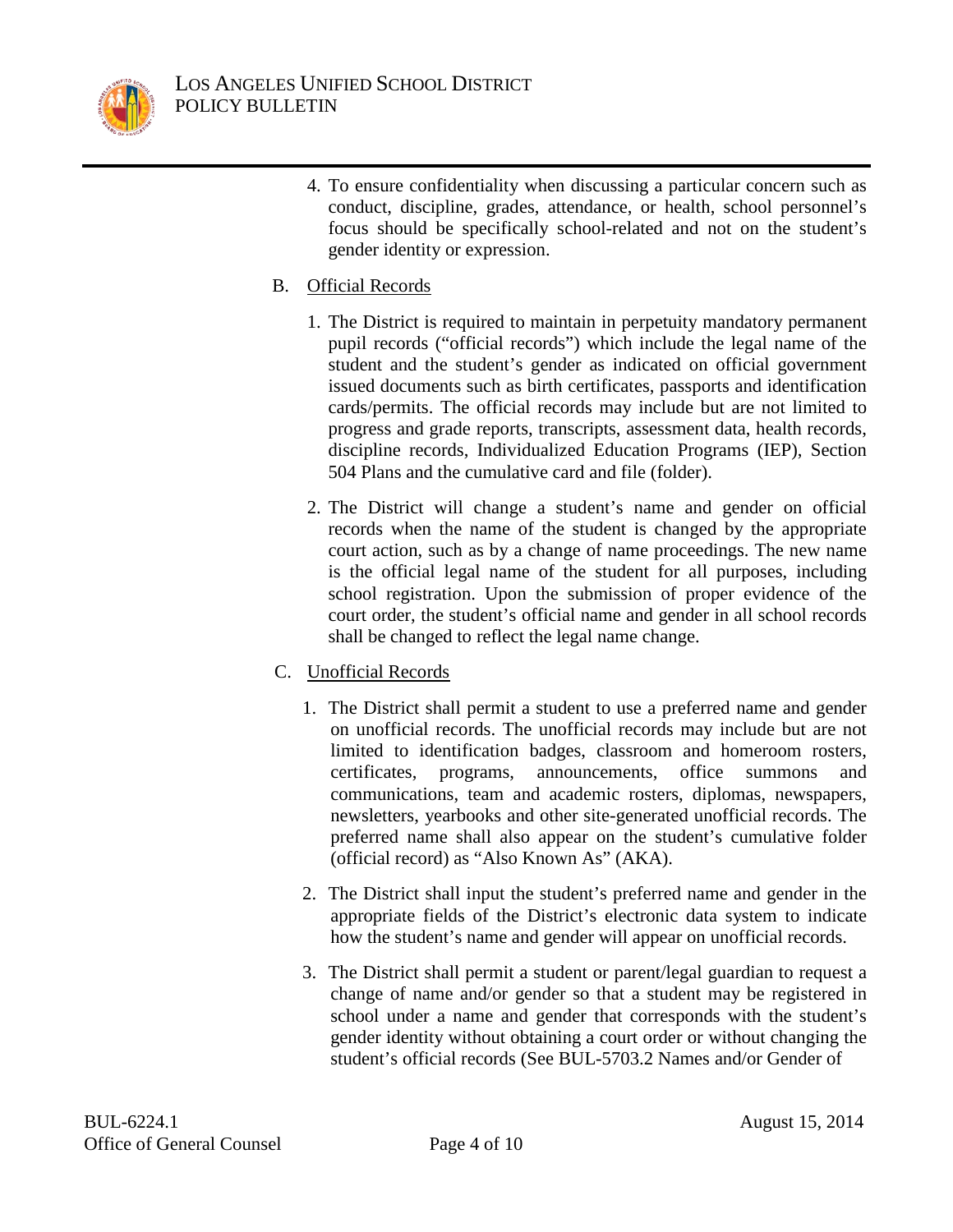4. To ensure confidentiality when discussing a particular concern such as conduct, discipline, grades, attendance, or health, school personnel's focus should be specifically school-related and not on the student's gender identity or expression.

B. Official Records

1. The District is required to maintain in perpetuity mandatory permanent pupil records ("official records") which include the legal name of the student and the student's gender as indicated on official government issued documents such as birth certificates, passports and identification cards/permits. The official records may include but are not limited to progress and grade reports, transcripts, assessment data, health records, discipline records, Individualized Education Programs (IEP), Section 504 Plans and the cumulative card and file (folder).

2. The District will change a student's name and gender on official records when the name of the student is changed by the appropriate court action, such as by a change of name proceedings. The new name is the official legal name of the student for all purposes, including school registration. Upon the submission of proper evidence of the court order, the student's official name and gender in all school records shall be changed to reflect the legal name change.

C. Unofficial Records

1. The District shall permit a student to use a preferred name and gender on unofficial records. The unofficial records may include but are not limited to identification badges, classroom and homeroom rosters, certificates, programs, announcements, office summons and communications, team and academic rosters, diplomas, newspapers, newsletters, yearbooks and other site-generated unofficial records. The preferred name shall also appear on the student's cumulative folder (official record) as "Also Known As" (AKA).

2. The District shall input the student's preferred name and gender in the appropriate fields of the District's electronic data system to indicate how the student's name and gender will appear on unofficial records.

3. The District shall permit a student or parent/legal guardian to request a change of name and/or gender so that a student may be registered in school under a name and gender that corresponds with the student's gender identity without obtaining a court order or without changing the student's official records (See BUL-5703.2 Names and/or Gender of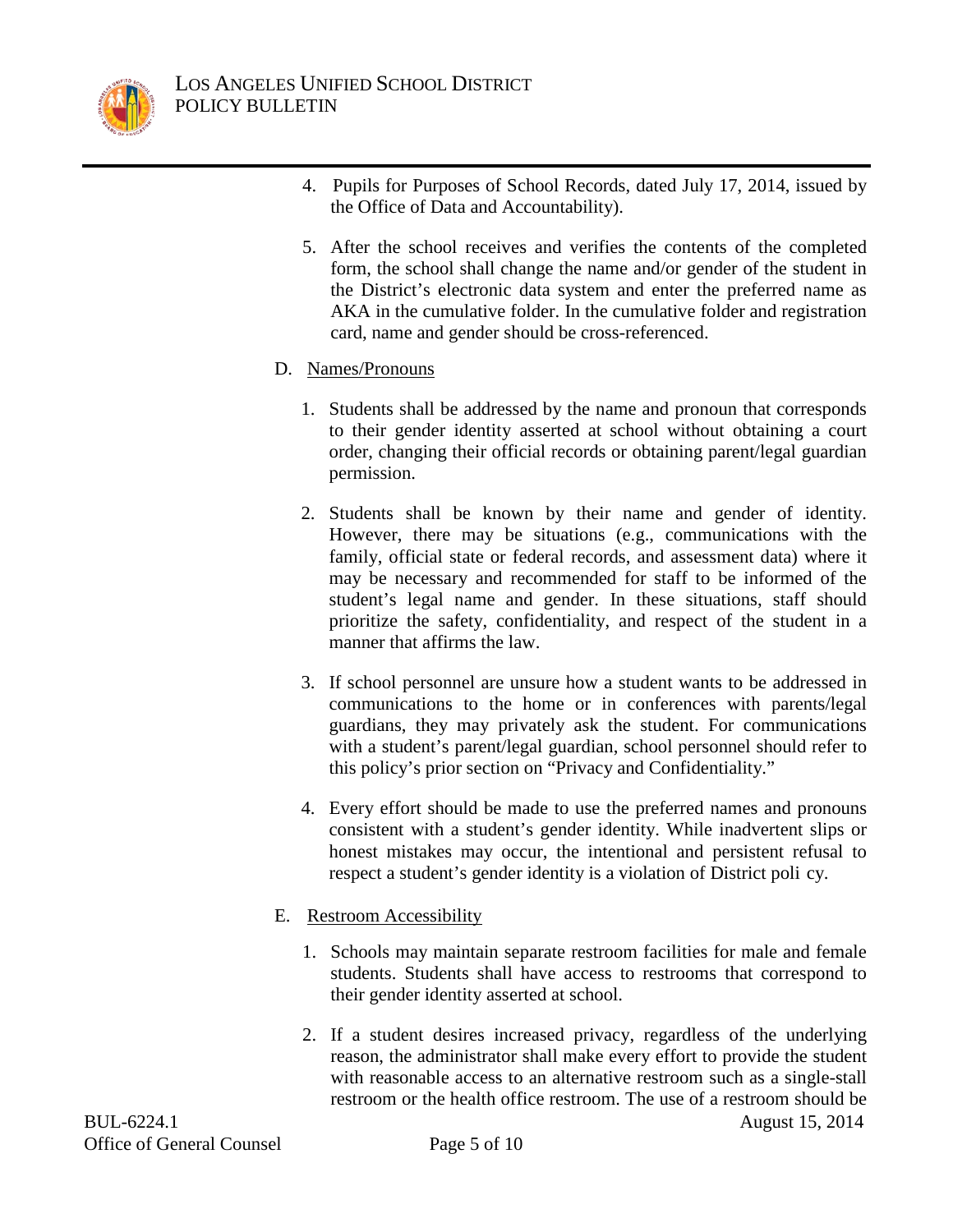4. Pupils for Purposes of School Records, dated July 17, 2014, issued by the Office of Data and Accountability).

5. After the school receives and verifies the contents of the completed form, the school shall change the name and/or gender of the student in the District's electronic data system and enter the preferred name as AKA in the cumulative folder. In the cumulative folder and registration card, name and gender should be cross-referenced.

D. Names/Pronouns

1. Students shall be addressed by the name and pronoun that corresponds to their gender identity asserted at school without obtaining a court order, changing their official records or obtaining parent/legal guardian permission.

2. Students shall be known by their name and gender of identity. However, there may be situations (e.g., communications with the family, official state or federal records, and assessment data) where it may be necessary and recommended for staff to be informed of the student's legal name and gender. In these situations, staff should prioritize the safety, confidentiality, and respect of the student in a manner that affirms the law.

3. If school personnel are unsure how a student wants to be addressed in communications to the home or in conferences with parents/legal guardians, they may privately ask the student. For communications with a student's parent/legal guardian, school personnel should refer to this policy's prior section on "Privacy and Confidentiality."

4. Every effort should be made to use the preferred names and pronouns consistent with a student's gender identity. While inadvertent slips or honest mistakes may occur, the intentional and persistent refusal to respect a student's gender identity is a violation of District poli cy.

E. Restroom Accessibility

1. Schools may maintain separate restroom facilities for male and female students. Students shall have access to restrooms that correspond to their gender identity asserted at school.

2. If a student desires increased privacy, regardless of the underlying reason, the administrator shall make every effort to provide the student with reasonable access to an alternative restroom such as a single-stall restroom or the health office restroom. The use of a restroom should be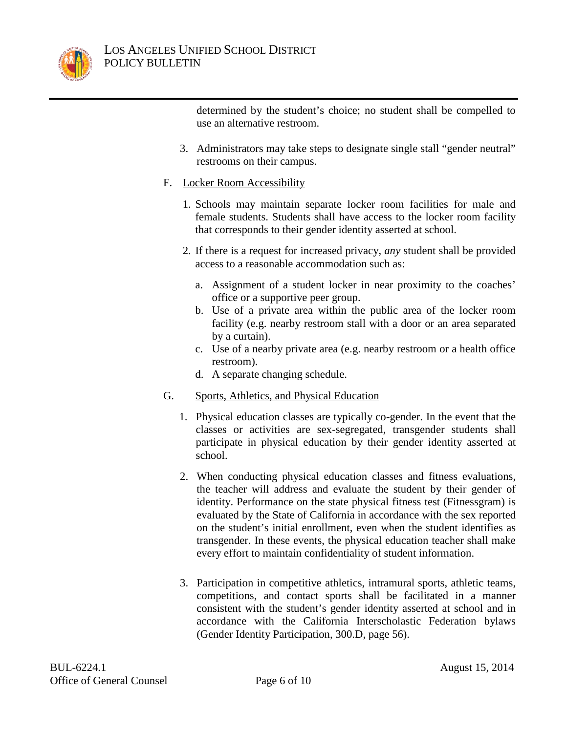determined by the student's choice; no student shall be compelled to use an alternative restroom.

3. Administrators may take steps to designate single stall "gender neutral" restrooms on their campus.

F. Locker Room Accessibility

1. Schools may maintain separate locker room facilities for male and female students. Students shall have access to the locker room facility that corresponds to their gender identity asserted at school.

2. If there is a request for increased privacy, *any* student shall be provided access to a reasonable accommodation such as:

   a. Assignment of a student locker in near proximity to the coaches' office or a supportive peer group.
   b. Use of a private area within the public area of the locker room facility (e.g. nearby restroom stall with a door or an area separated by a curtain).
   c. Use of a nearby private area (e.g. nearby restroom or a health office restroom).
   d. A separate changing schedule.

G. Sports, Athletics, and Physical Education

1. Physical education classes are typically co-gender. In the event that the classes or activities are sex-segregated, transgender students shall participate in physical education by their gender identity asserted at school.

2. When conducting physical education classes and fitness evaluations, the teacher will address and evaluate the student by their gender of identity. Performance on the state physical fitness test (Fitnessgram) is evaluated by the State of California in accordance with the sex reported on the student's initial enrollment, even when the student identifies as transgender. In these events, the physical education teacher shall make every effort to maintain confidentiality of student information.

3. Participation in competitive athletics, intramural sports, athletic teams, competitions, and contact sports shall be facilitated in a manner consistent with the student's gender identity asserted at school and in accordance with the California Interscholastic Federation bylaws (Gender Identity Participation, 300.D, page 56).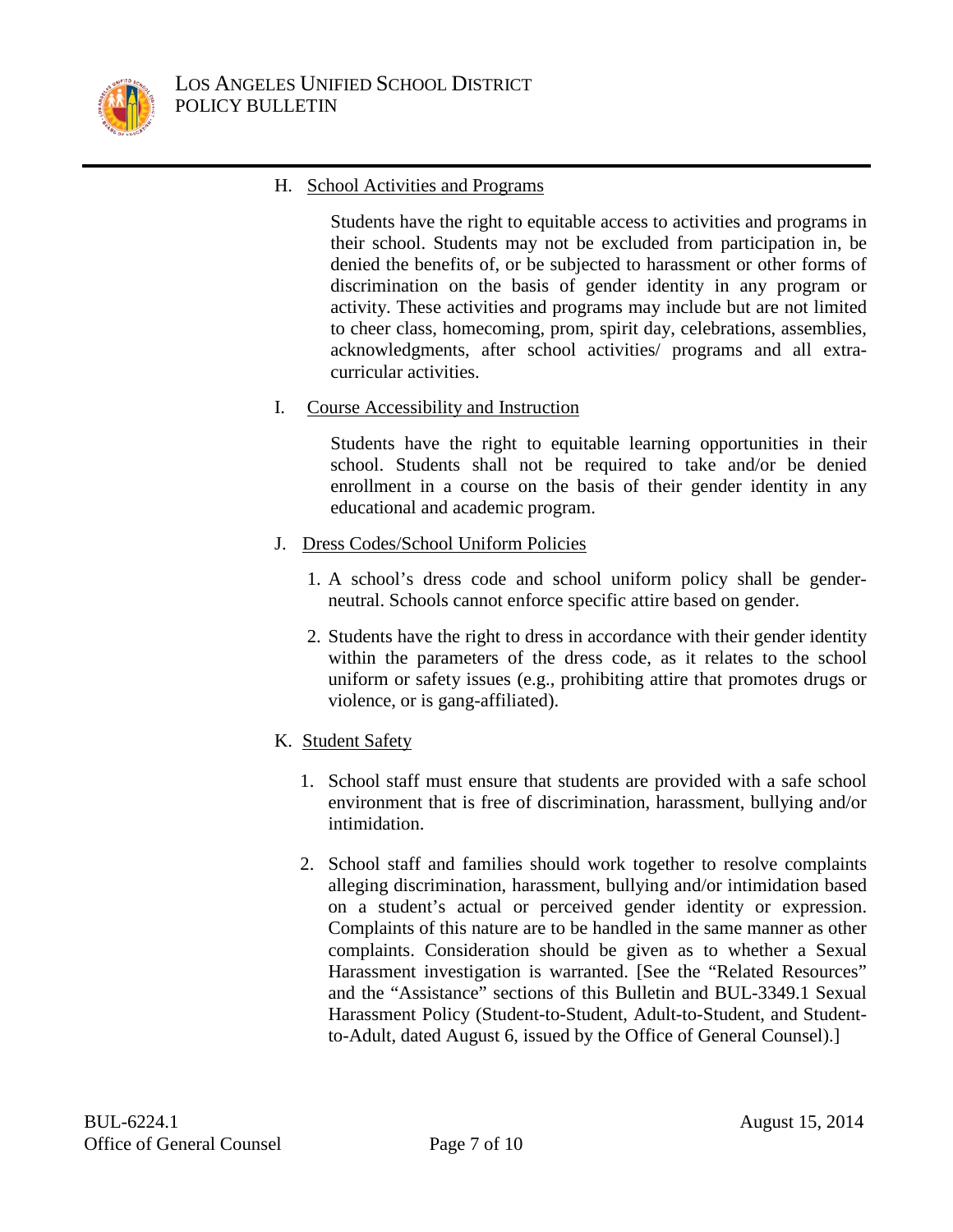H. <u>School Activities and Programs</u>

Students have the right to equitable access to activities and programs in their school. Students may not be excluded from participation in, be denied the benefits of, or be subjected to harassment or other forms of discrimination on the basis of gender identity in any program or activity. These activities and programs may include but are not limited to cheer class, homecoming, prom, spirit day, celebrations, assemblies, acknowledgments, after school activities/ programs and all extra-curricular activities.

I. <u>Course Accessibility and Instruction</u>

Students have the right to equitable learning opportunities in their school. Students shall not be required to take and/or be denied enrollment in a course on the basis of their gender identity in any educational and academic program.

J. <u>Dress Codes/School Uniform Policies</u>

1. A school's dress code and school uniform policy shall be gender-neutral. Schools cannot enforce specific attire based on gender.

2. Students have the right to dress in accordance with their gender identity within the parameters of the dress code, as it relates to the school uniform or safety issues (e.g., prohibiting attire that promotes drugs or violence, or is gang-affiliated).

K. <u>Student Safety</u>

1. School staff must ensure that students are provided with a safe school environment that is free of discrimination, harassment, bullying and/or intimidation.

2. School staff and families should work together to resolve complaints alleging discrimination, harassment, bullying and/or intimidation based on a student's actual or perceived gender identity or expression. Complaints of this nature are to be handled in the same manner as other complaints. Consideration should be given as to whether a Sexual Harassment investigation is warranted. [See the "Related Resources" and the "Assistance" sections of this Bulletin and BUL-3349.1 Sexual Harassment Policy (Student-to-Student, Adult-to-Student, and Student-to-Adult, dated August 6, issued by the Office of General Counsel).]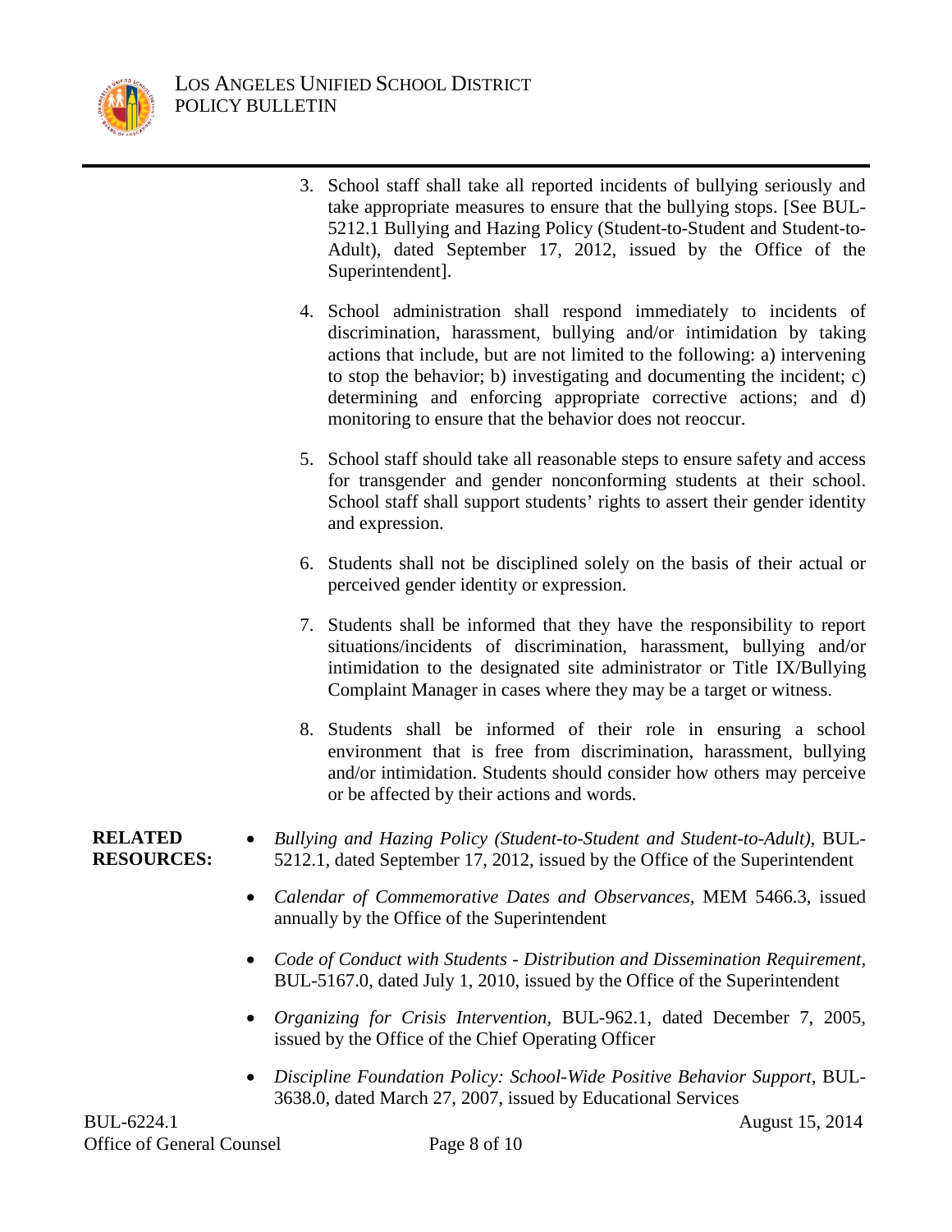3. School staff shall take all reported incidents of bullying seriously and take appropriate measures to ensure that the bullying stops. [See BUL-5212.1 Bullying and Hazing Policy (Student-to-Student and Student-to-Adult), dated September 17, 2012, issued by the Office of the Superintendent].

4. School administration shall respond immediately to incidents of discrimination, harassment, bullying and/or intimidation by taking actions that include, but are not limited to the following: a) intervening to stop the behavior; b) investigating and documenting the incident; c) determining and enforcing appropriate corrective actions; and d) monitoring to ensure that the behavior does not reoccur.

5. School staff should take all reasonable steps to ensure safety and access for transgender and gender nonconforming students at their school. School staff shall support students' rights to assert their gender identity and expression.

6. Students shall not be disciplined solely on the basis of their actual or perceived gender identity or expression.

7. Students shall be informed that they have the responsibility to report situations/incidents of discrimination, harassment, bullying and/or intimidation to the designated site administrator or Title IX/Bullying Complaint Manager in cases where they may be a target or witness.

8. Students shall be informed of their role in ensuring a school environment that is free from discrimination, harassment, bullying and/or intimidation. Students should consider how others may perceive or be affected by their actions and words.

**RELATED RESOURCES:**

- *Bullying and Hazing Policy (Student-to-Student and Student-to-Adult),* BUL-5212.1, dated September 17, 2012, issued by the Office of the Superintendent
- *Calendar of Commemorative Dates and Observances,* MEM 5466.3, issued annually by the Office of the Superintendent
- *Code of Conduct with Students - Distribution and Dissemination Requirement*, BUL-5167.0, dated July 1, 2010, issued by the Office of the Superintendent
- *Organizing for Crisis Intervention*, BUL-962.1, dated December 7, 2005, issued by the Office of the Chief Operating Officer
- *Discipline Foundation Policy: School-Wide Positive Behavior Support,* BUL-3638.0, dated March 27, 2007, issued by Educational Services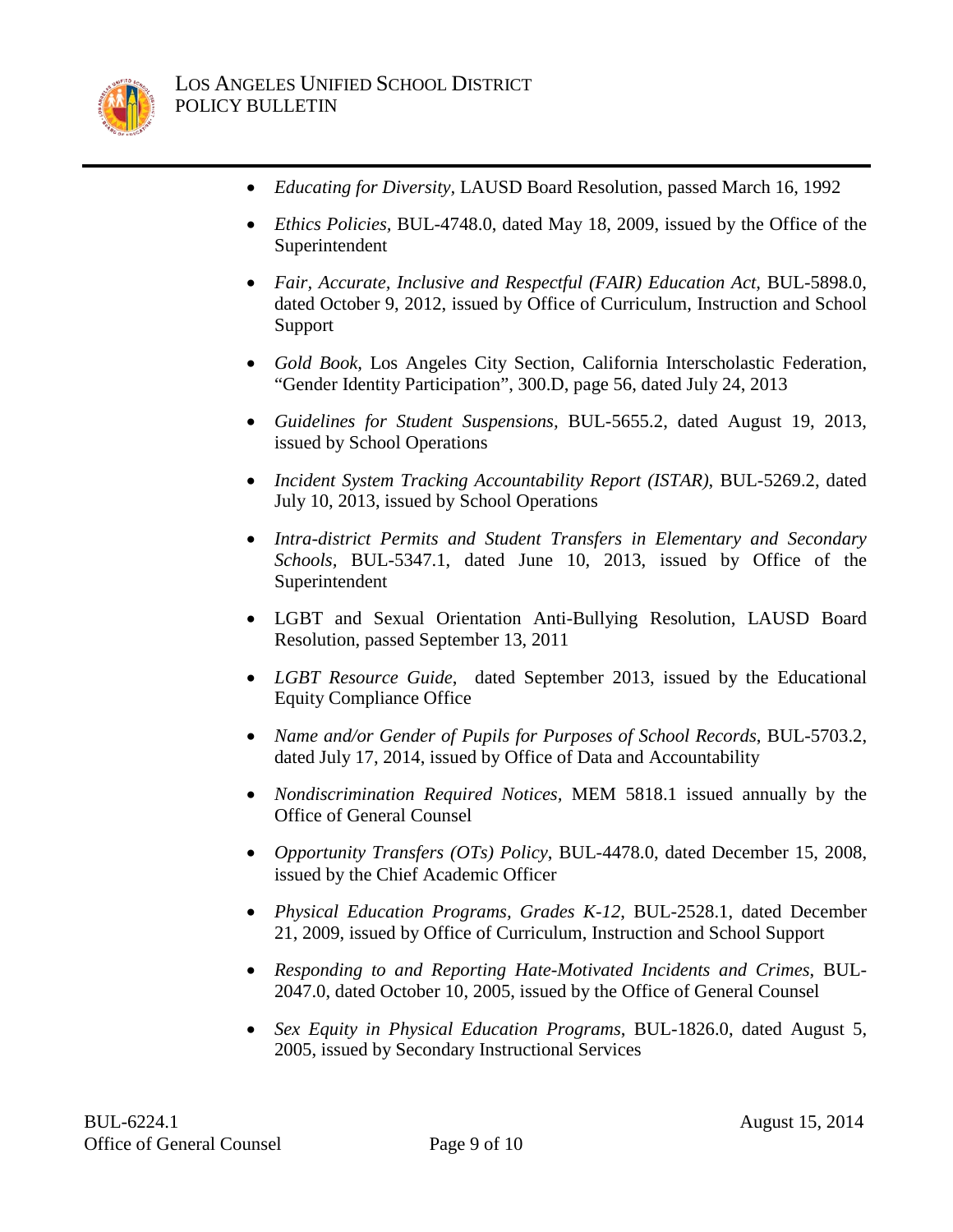- *Educating for Diversity*, LAUSD Board Resolution, passed March 16, 1992

- *Ethics Policies*, BUL-4748.0, dated May 18, 2009, issued by the Office of the Superintendent

- *Fair, Accurate, Inclusive and Respectful (FAIR) Education Act*, BUL-5898.0, dated October 9, 2012, issued by Office of Curriculum, Instruction and School Support

- *Gold Book*, Los Angeles City Section, California Interscholastic Federation, "Gender Identity Participation", 300.D, page 56, dated July 24, 2013

- *Guidelines for Student Suspensions*, BUL-5655.2, dated August 19, 2013, issued by School Operations

- *Incident System Tracking Accountability Report (ISTAR)*, BUL-5269.2, dated July 10, 2013, issued by School Operations

- *Intra-district Permits and Student Transfers in Elementary and Secondary Schools*, BUL-5347.1, dated June 10, 2013, issued by Office of the Superintendent

- LGBT and Sexual Orientation Anti-Bullying Resolution, LAUSD Board Resolution, passed September 13, 2011

- *LGBT Resource Guide*, dated September 2013, issued by the Educational Equity Compliance Office

- *Name and/or Gender of Pupils for Purposes of School Records*, BUL-5703.2, dated July 17, 2014, issued by Office of Data and Accountability

- *Nondiscrimination Required Notices*, MEM 5818.1 issued annually by the Office of General Counsel

- *Opportunity Transfers (OTs) Policy*, BUL-4478.0, dated December 15, 2008, issued by the Chief Academic Officer

- *Physical Education Programs, Grades K-12*, BUL-2528.1, dated December 21, 2009, issued by Office of Curriculum, Instruction and School Support

- *Responding to and Reporting Hate-Motivated Incidents and Crimes*, BUL-2047.0, dated October 10, 2005, issued by the Office of General Counsel

- *Sex Equity in Physical Education Programs*, BUL-1826.0, dated August 5, 2005, issued by Secondary Instructional Services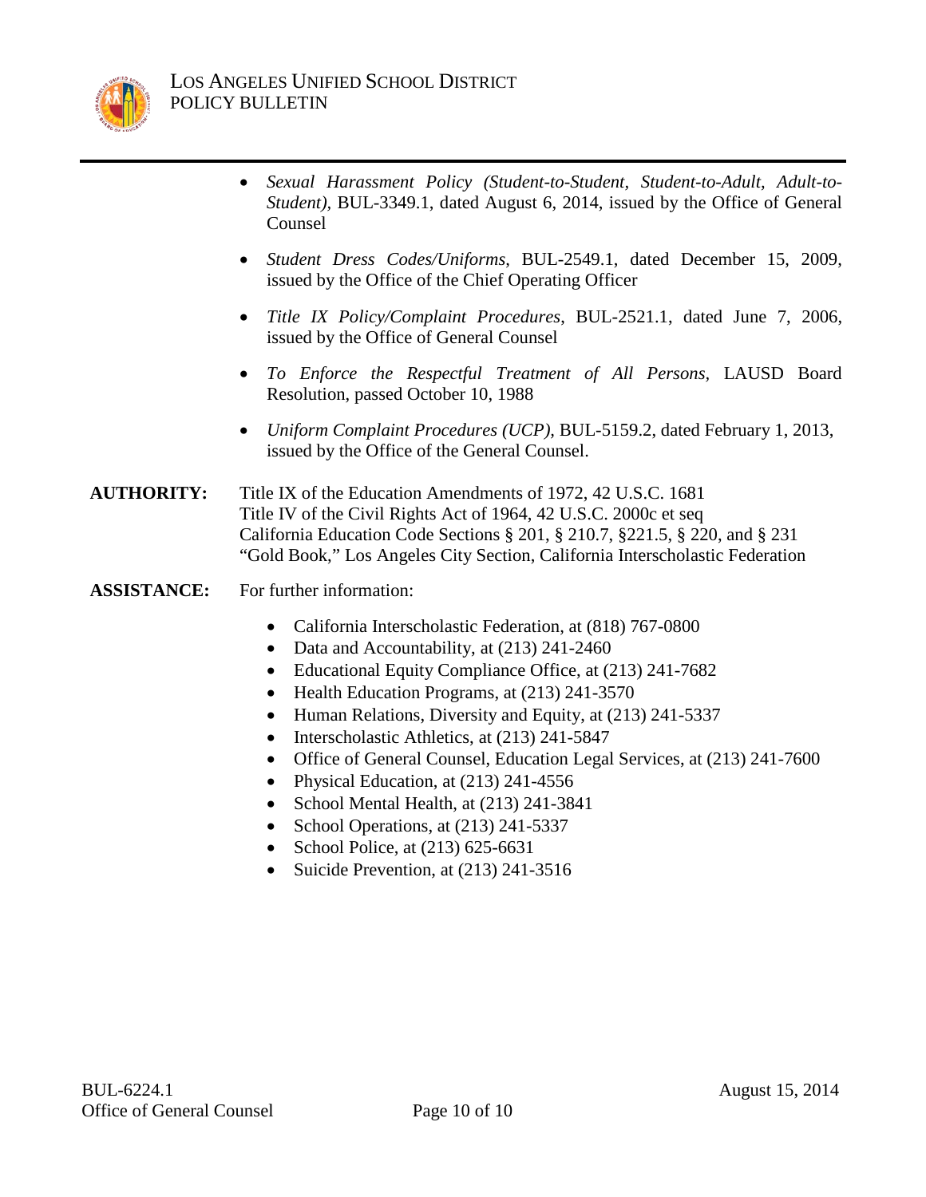- *Sexual Harassment Policy (Student-to-Student, Student-to-Adult, Adult-to-Student)*, BUL-3349.1, dated August 6, 2014, issued by the Office of General Counsel

- *Student Dress Codes/Uniforms*, BUL-2549.1, dated December 15, 2009, issued by the Office of the Chief Operating Officer

- *Title IX Policy/Complaint Procedures*, BUL-2521.1, dated June 7, 2006, issued by the Office of General Counsel

- *To Enforce the Respectful Treatment of All Persons*, LAUSD Board Resolution, passed October 10, 1988

- *Uniform Complaint Procedures (UCP)*, BUL-5159.2, dated February 1, 2013, issued by the Office of the General Counsel.

**AUTHORITY:** Title IX of the Education Amendments of 1972, 42 U.S.C. 1681
Title IV of the Civil Rights Act of 1964, 42 U.S.C. 2000c et seq
California Education Code Sections § 201, § 210.7, §221.5, § 220, and § 231
"Gold Book," Los Angeles City Section, California Interscholastic Federation

**ASSISTANCE:** For further information:

- California Interscholastic Federation, at (818) 767-0800
- Data and Accountability, at (213) 241-2460
- Educational Equity Compliance Office, at (213) 241-7682
- Health Education Programs, at (213) 241-3570
- Human Relations, Diversity and Equity, at (213) 241-5337
- Interscholastic Athletics, at (213) 241-5847
- Office of General Counsel, Education Legal Services, at (213) 241-7600
- Physical Education, at (213) 241-4556
- School Mental Health, at (213) 241-3841
- School Operations, at (213) 241-5337
- School Police, at (213) 625-6631
- Suicide Prevention, at (213) 241-3516